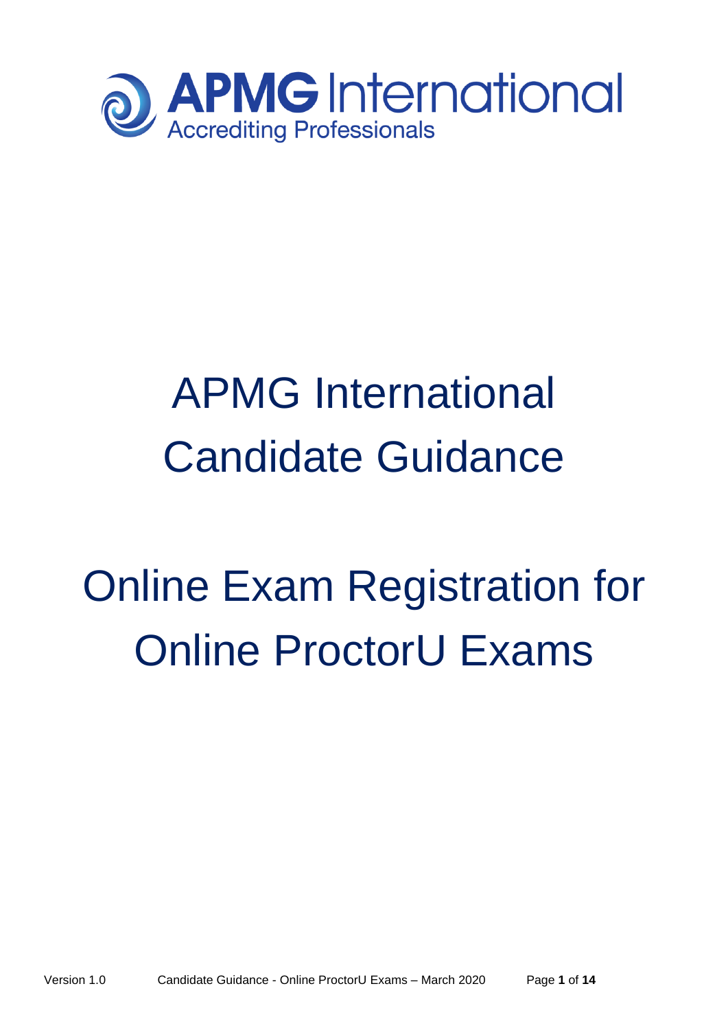APMG International
Accrediting Professionals

# APMG International Candidate Guidance

# Online Exam Registration for Online ProctorU Exams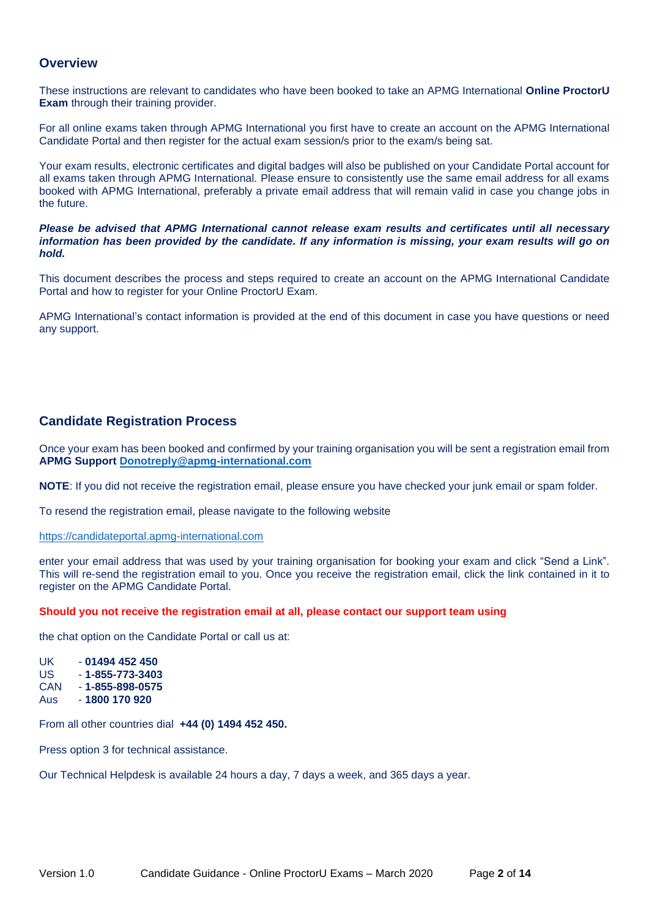## Overview

These instructions are relevant to candidates who have been booked to take an APMG International **Online ProctorU Exam** through their training provider.

For all online exams taken through APMG International you first have to create an account on the APMG International Candidate Portal and then register for the actual exam session/s prior to the exam/s being sat.

Your exam results, electronic certificates and digital badges will also be published on your Candidate Portal account for all exams taken through APMG International. Please ensure to consistently use the same email address for all exams booked with APMG International, preferably a private email address that will remain valid in case you change jobs in the future.

***Please be advised that APMG International cannot release exam results and certificates until all necessary information has been provided by the candidate. If any information is missing, your exam results will go on hold.***

This document describes the process and steps required to create an account on the APMG International Candidate Portal and how to register for your Online ProctorU Exam.

APMG International's contact information is provided at the end of this document in case you have questions or need any support.

## Candidate Registration Process

Once your exam has been booked and confirmed by your training organisation you will be sent a registration email from **APMG Support [Donotreply@apmg-international.com](mailto:Donotreply@apmg-international.com)**

**NOTE**: If you did not receive the registration email, please ensure you have checked your junk email or spam folder.

To resend the registration email, please navigate to the following website

https://candidateportal.apmg-international.com

enter your email address that was used by your training organisation for booking your exam and click "Send a Link". This will re-send the registration email to you. Once you receive the registration email, click the link contained in it to register on the APMG Candidate Portal.

**Should you not receive the registration email at all, please contact our support team using**

the chat option on the Candidate Portal or call us at:

UK - **01494 452 450**
US - **1-855-773-3403**
CAN - **1-855-898-0575**
Aus - **1800 170 920**

From all other countries dial **+44 (0) 1494 452 450.**

Press option 3 for technical assistance.

Our Technical Helpdesk is available 24 hours a day, 7 days a week, and 365 days a year.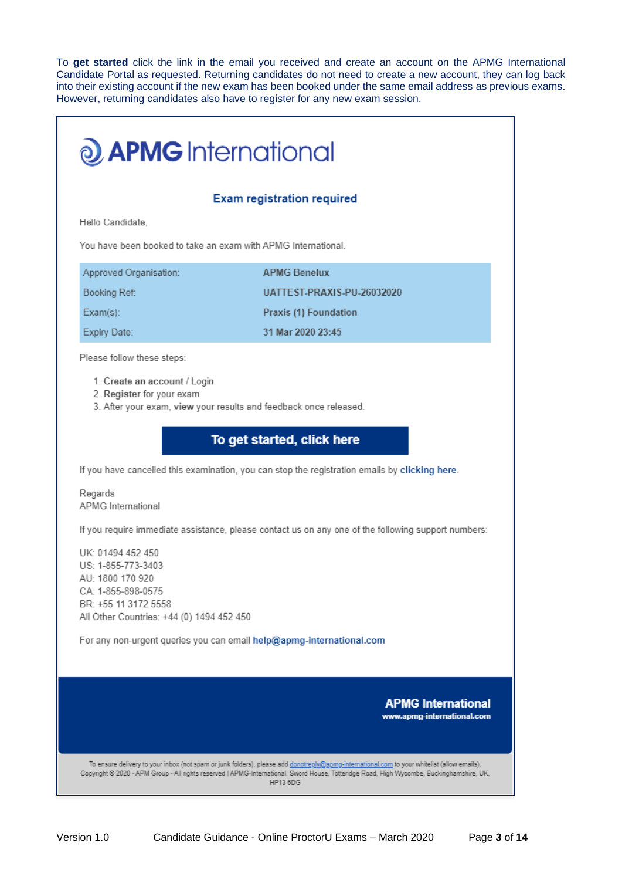To **get started** click the link in the email you received and create an account on the APMG International Candidate Portal as requested. Returning candidates do not need to create a new account, they can log back into their existing account if the new exam has been booked under the same email address as previous exams. However, returning candidates also have to register for any new exam session.

# APMG International

## Exam registration required

Hello Candidate,

You have been booked to take an exam with APMG International.

| | |
|---|---|
| Approved Organisation: | **APMG Benelux** |
| Booking Ref: | **UATTEST-PRAXIS-PU-26032020** |
| Exam(s): | **Praxis (1) Foundation** |
| Expiry Date: | **31 Mar 2020 23:45** |

Please follow these steps:

1. **Create an account** / Login
2. **Register** for your exam
3. After your exam, **view** your results and feedback once released.

**To get started, click here**

If you have cancelled this examination, you can stop the registration emails by **clicking here**.

Regards
APMG International

If you require immediate assistance, please contact us on any one of the following support numbers:

UK: 01494 452 450
US: 1-855-773-3403
AU: 1800 170 920
CA: 1-855-898-0575
BR: +55 11 3172 5558
All Other Countries: +44 (0) 1494 452 450

For any non-urgent queries you can email **help@apmg-international.com**

**APMG International**
**www.apmg-international.com**

To ensure delivery to your inbox (not spam or junk folders), please add donotreply@apmg-international.com to your whitelist (allow emails).
Copyright © 2020 - APM Group - All rights reserved | APMG-International, Sword House, Totteridge Road, High Wycombe, Buckinghamshire, UK, HP13 6DG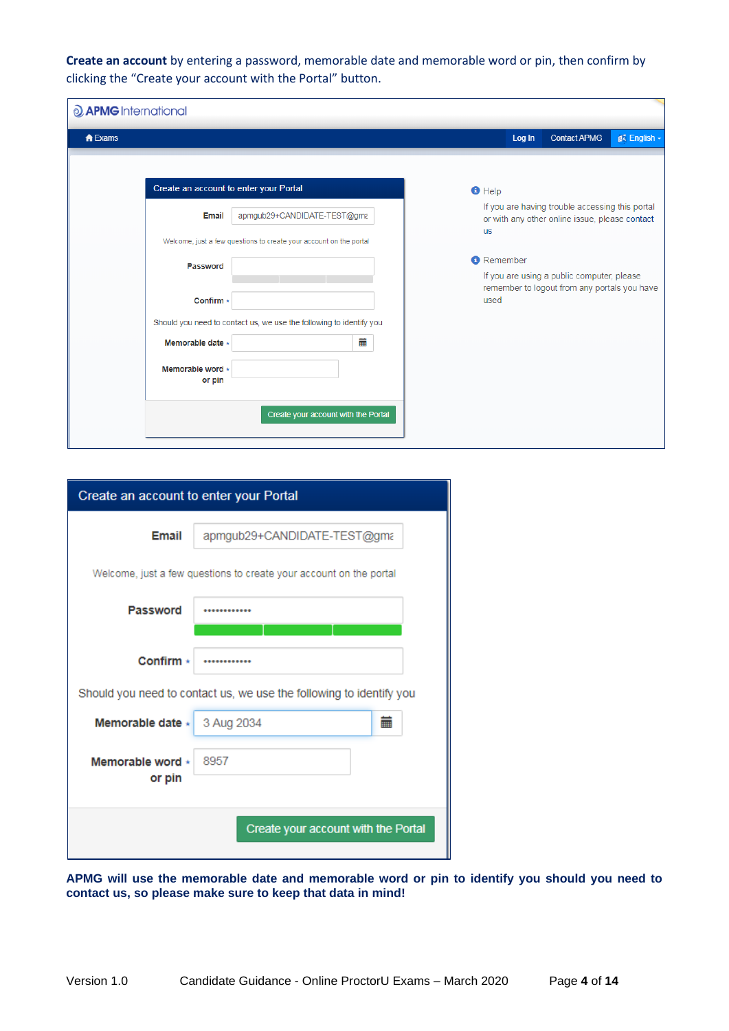**Create an account** by entering a password, memorable date and memorable word or pin, then confirm by clicking the "Create your account with the Portal" button.

**APMG will use the memorable date and memorable word or pin to identify you should you need to contact us, so please make sure to keep that data in mind!**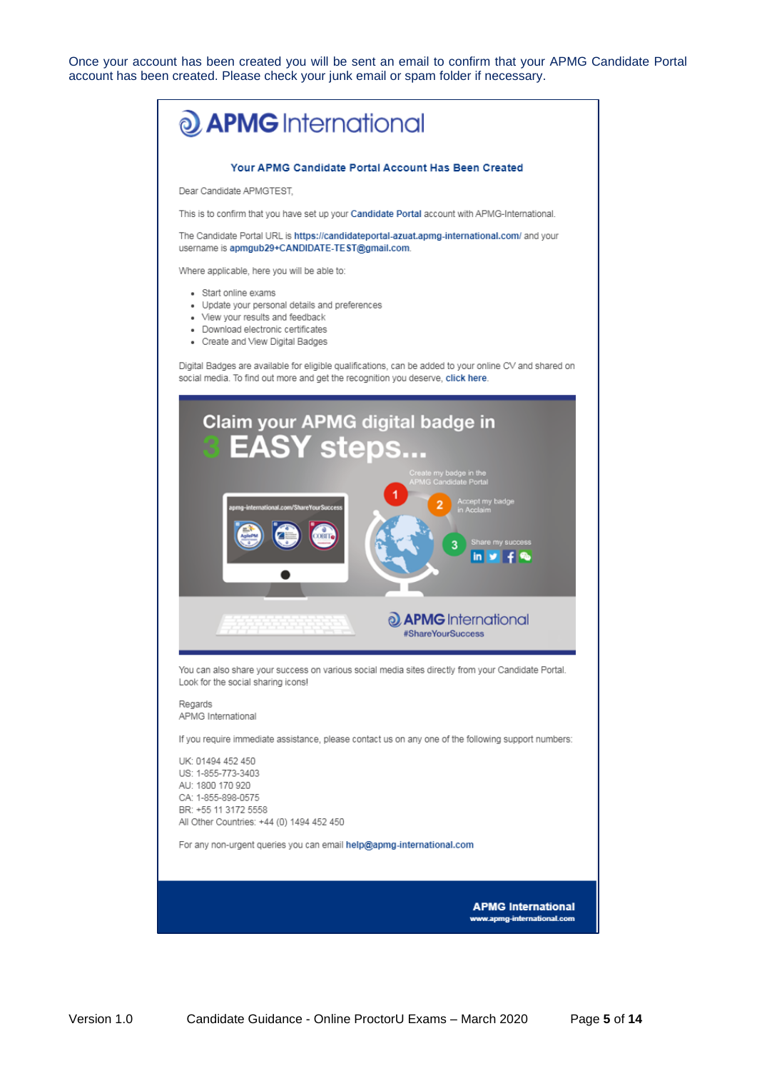Once your account has been created you will be sent an email to confirm that your APMG Candidate Portal account has been created. Please check your junk email or spam folder if necessary.

APMG International

**Your APMG Candidate Portal Account Has Been Created**

Dear Candidate APMGTEST,

This is to confirm that you have set up your Candidate Portal account with APMG-International.

The Candidate Portal URL is https://candidateportal-azuat.apmg-international.com/ and your username is apmgub29+CANDIDATE-TEST@gmail.com.

Where applicable, here you will be able to:

- Start online exams
- Update your personal details and preferences
- View your results and feedback
- Download electronic certificates
- Create and View Digital Badges

Digital Badges are available for eligible qualifications, can be added to your online CV and shared on social media. To find out more and get the recognition you deserve, click here.

Claim your APMG digital badge in 3 EASY steps...

1. Create my badge in the APMG Candidate Portal
2. Accept my badge in Acclaim
3. Share my success

APMG International #ShareYourSuccess

You can also share your success on various social media sites directly from your Candidate Portal. Look for the social sharing icons!

Regards
APMG International

If you require immediate assistance, please contact us on any one of the following support numbers:

UK: 01494 452 450
US: 1-855-773-3403
AU: 1800 170 920
CA: 1-855-898-0575
BR: +55 11 3172 5558
All Other Countries: +44 (0) 1494 452 450

For any non-urgent queries you can email help@apmg-international.com

**APMG International**
www.apmg-international.com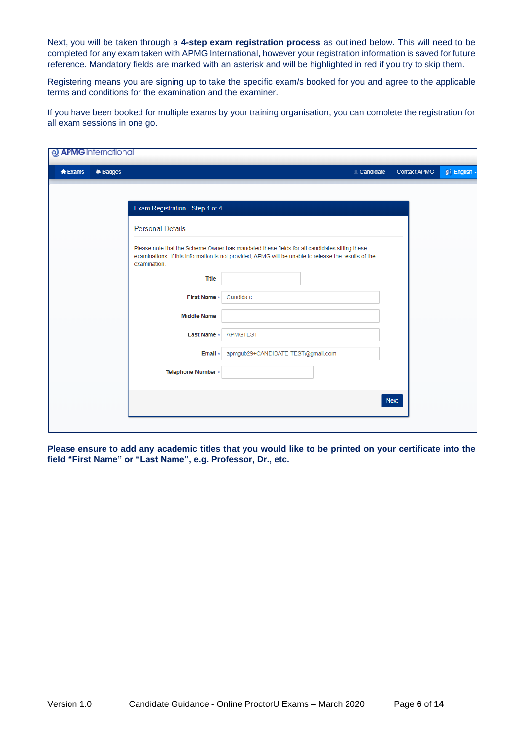Next, you will be taken through a **4-step exam registration process** as outlined below. This will need to be completed for any exam taken with APMG International, however your registration information is saved for future reference. Mandatory fields are marked with an asterisk and will be highlighted in red if you try to skip them.

Registering means you are signing up to take the specific exam/s booked for you and agree to the applicable terms and conditions for the examination and the examiner.

If you have been booked for multiple exams by your training organisation, you can complete the registration for all exam sessions in one go.

APMG International

Exams | Badges | Candidate | Contact APMG | English

**Exam Registration - Step 1 of 4**

Personal Details

Please note that the Scheme Owner has mandated these fields for all candidates sitting these examinations. If this information is not provided, APMG will be unable to release the results of the examination.

| Field | Value |
| --- | --- |
| Title | |
| First Name * | Candidate |
| Middle Name | |
| Last Name * | APMGTEST |
| Email * | apmgub29+CANDIDATE-TEST@gmail.com |
| Telephone Number * | |

Next

**Please ensure to add any academic titles that you would like to be printed on your certificate into the field "First Name" or "Last Name", e.g. Professor, Dr., etc.**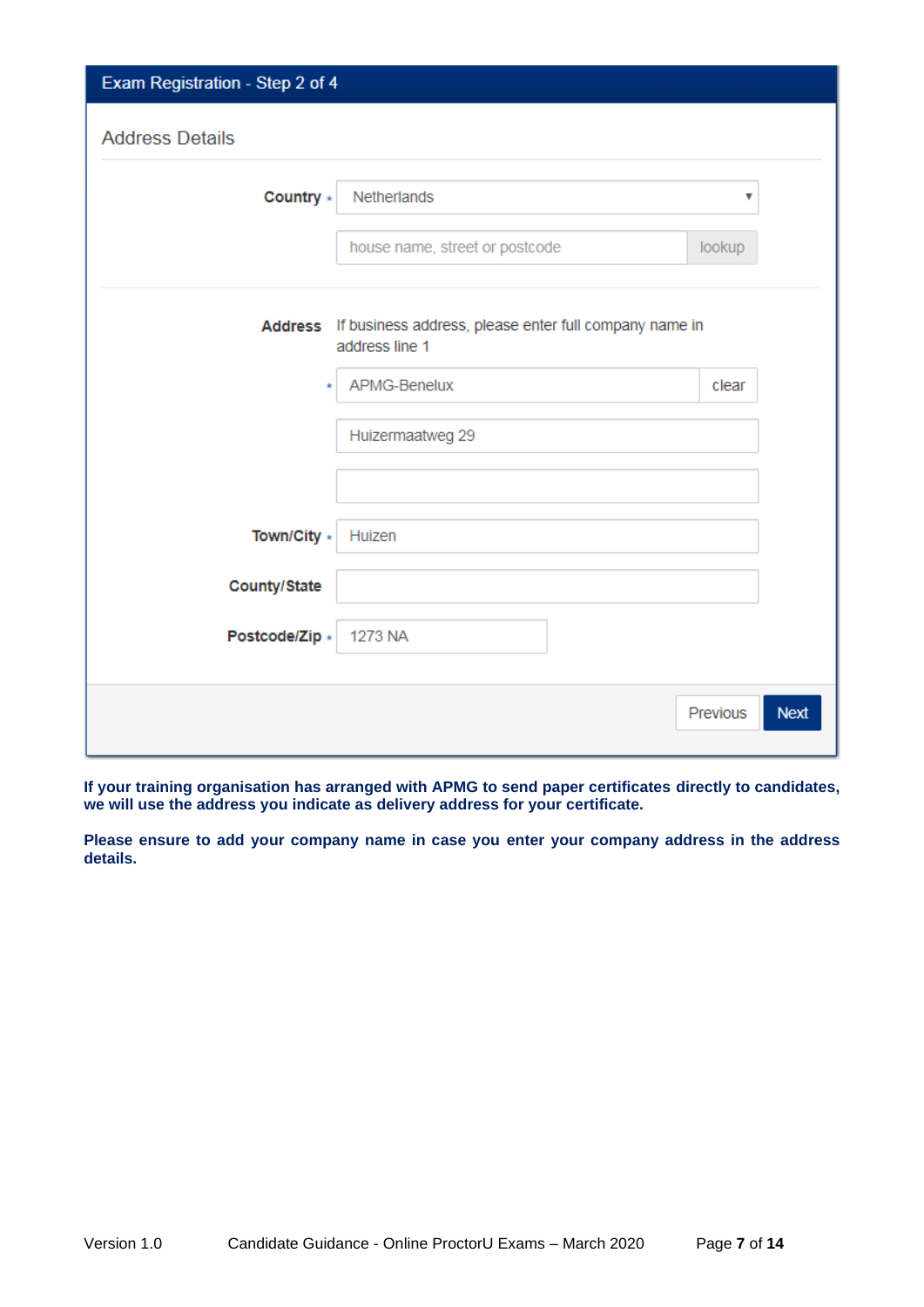**Exam Registration - Step 2 of 4**

**Address Details**

| Field | Value |
|---|---|
| Country * | Netherlands |
| | house name, street or postcode [lookup] |
| Address | If business address, please enter full company name in address line 1 |
| * | APMG-Benelux [clear] |
| | Huizermaatweg 29 |
| | |
| Town/City * | Huizen |
| County/State | |
| Postcode/Zip * | 1273 NA |

[Previous] [Next]

**If your training organisation has arranged with APMG to send paper certificates directly to candidates, we will use the address you indicate as delivery address for your certificate.**

**Please ensure to add your company name in case you enter your company address in the address details.**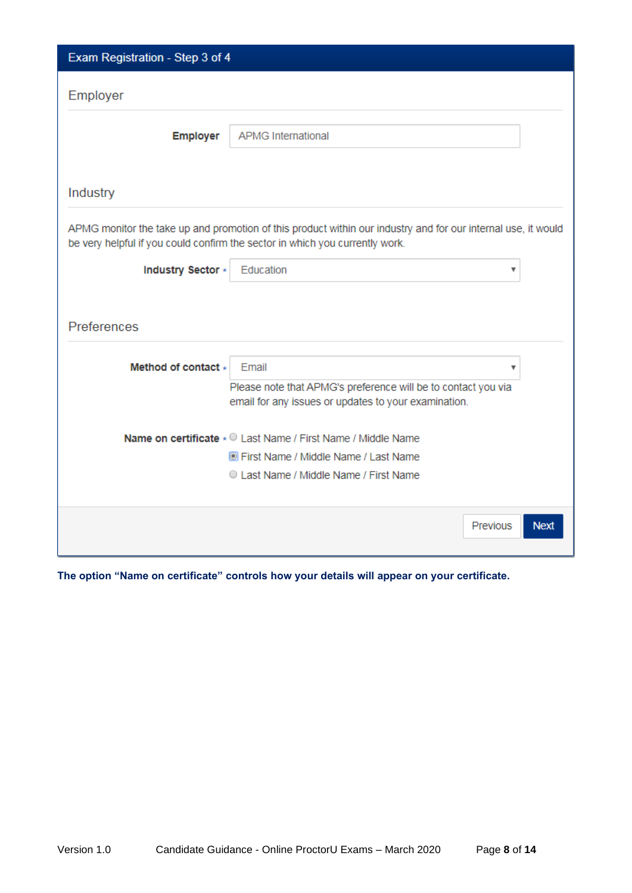## Exam Registration - Step 3 of 4

### Employer

**Employer** APMG International

### Industry

APMG monitor the take up and promotion of this product within our industry and for our internal use, it would be very helpful if you could confirm the sector in which you currently work.

**Industry Sector** * Education

### Preferences

**Method of contact** * Email

Please note that APMG's preference will be to contact you via email for any issues or updates to your examination.

**Name on certificate** *

- ○ Last Name / First Name / Middle Name
- ◉ First Name / Middle Name / Last Name
- ○ Last Name / Middle Name / First Name

Previous | Next

**The option "Name on certificate" controls how your details will appear on your certificate.**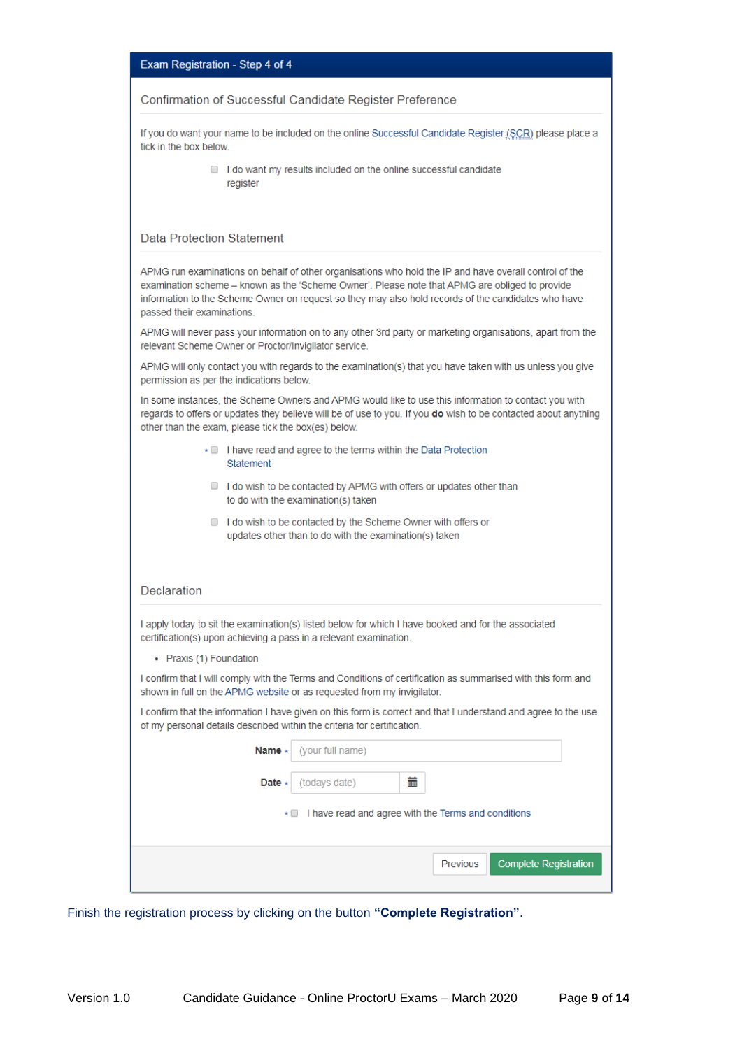**Exam Registration - Step 4 of 4**

### Confirmation of Successful Candidate Register Preference

If you do want your name to be included on the online Successful Candidate Register (SCR) please place a tick in the box below.

- [ ] I do want my results included on the online successful candidate register

### Data Protection Statement

APMG run examinations on behalf of other organisations who hold the IP and have overall control of the examination scheme – known as the 'Scheme Owner'. Please note that APMG are obliged to provide information to the Scheme Owner on request so they may also hold records of the candidates who have passed their examinations.

APMG will never pass your information on to any other 3rd party or marketing organisations, apart from the relevant Scheme Owner or Proctor/Invigilator service.

APMG will only contact you with regards to the examination(s) that you have taken with us unless you give permission as per the indications below.

In some instances, the Scheme Owners and APMG would like to use this information to contact you with regards to offers or updates they believe will be of use to you. If you **do** wish to be contacted about anything other than the exam, please tick the box(es) below.

- [ ] * I have read and agree to the terms within the Data Protection Statement
- [ ] I do wish to be contacted by APMG with offers or updates other than to do with the examination(s) taken
- [ ] I do wish to be contacted by the Scheme Owner with offers or updates other than to do with the examination(s) taken

### Declaration

I apply today to sit the examination(s) listed below for which I have booked and for the associated certification(s) upon achieving a pass in a relevant examination.

- Praxis (1) Foundation

I confirm that I will comply with the Terms and Conditions of certification as summarised with this form and shown in full on the APMG website or as requested from my invigilator.

I confirm that the information I have given on this form is correct and that I understand and agree to the use of my personal details described within the criteria for certification.

**Name** * (your full name)

**Date** * (todays date)

- [ ] * I have read and agree with the Terms and conditions

Previous | Complete Registration

Finish the registration process by clicking on the button **"Complete Registration"**.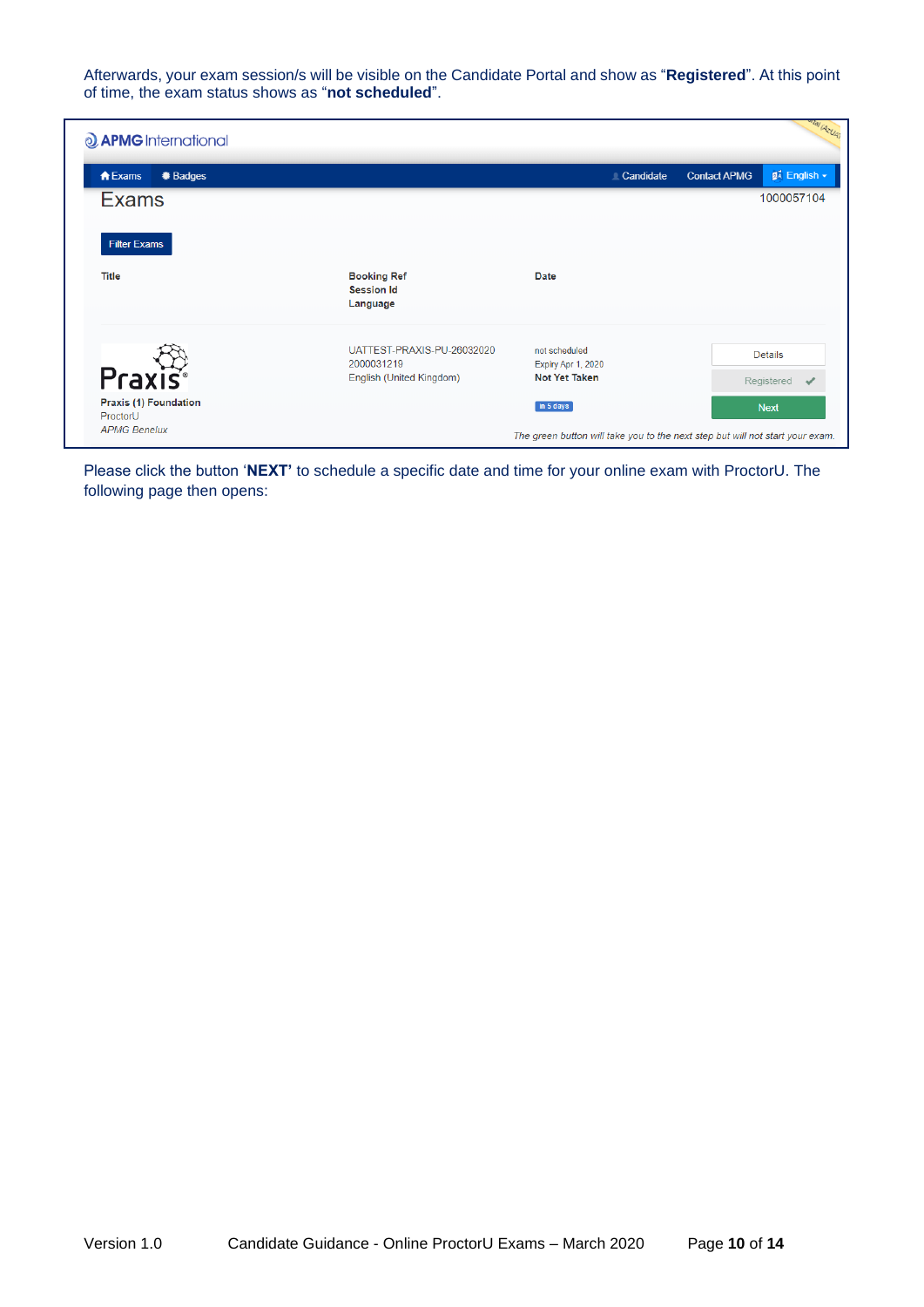Afterwards, your exam session/s will be visible on the Candidate Portal and show as “**Registered**”. At this point of time, the exam status shows as “**not scheduled**”.

Please click the button ‘**NEXT’** to schedule a specific date and time for your online exam with ProctorU. The following page then opens: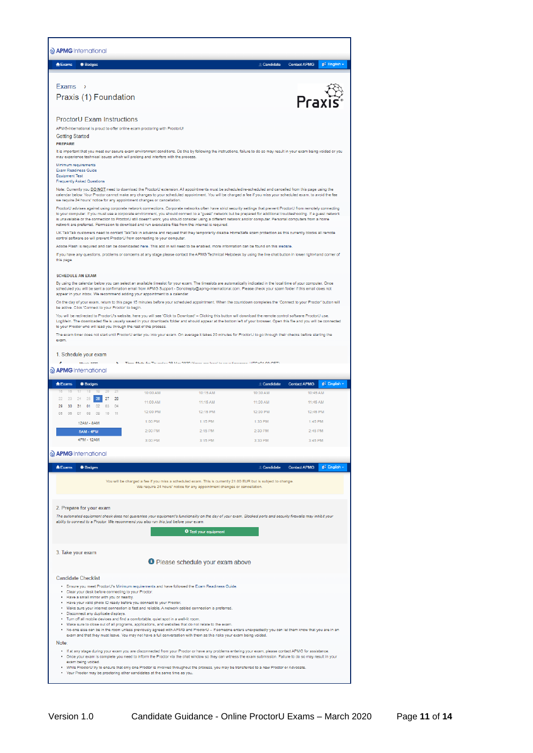APMG International

Exams | Badges | Candidate | Contact APMG | English

Exams ›

# Praxis (1) Foundation

Praxis®

## ProctorU Exam Instructions

APMG-International is proud to offer online exam proctoring with ProctorU!

### Getting Started

**PREPARE**

It is important that you meet our secure exam environment conditions. Do this by following the instructions, failure to do so may result in your exam being voided or you may experience technical issues which will prolong and interfere with the process.

Minimum requirements
Exam Readiness Guide
Equipment Test
Frequently Asked Questions

Note: Currently you DO NOT need to download the ProctorU extension. All appointments must be scheduled/re-scheduled and cancelled from this page using the calendar below. Your Proctor cannot make any changes to your scheduled appointment. You will be charged a fee if you miss your scheduled exam, to avoid the fee we require 24 hours' notice for any appointment changes or cancellation.

ProctorU advises against using corporate network connections. Corporate networks often have strict security settings that prevent ProctorU from remotely connecting to your computer. If you must use a corporate environment, you should connect to a "guest" network but be prepared for additional troubleshooting. If a guest network is unavailable or the connection to ProctorU still doesn't work, you should consider using a different network and/or computer. Personal computers from a home network are preferred. Permission to download and run executable files from the internet is required.

UK TalkTalk customers need to contact TalkTalk in advance and request that they temporarily disable HomeSafe scam protection as this currently blocks all remote control software so will prevent ProctorU from connecting to your computer.

Adobe Flash is required and can be downloaded here. This add in will need to be enabled, more information can be found on this website.

If you have any questions, problems or concerns at any stage please contact the APMG Technical Helpdesk by using the live chat button in lower right-hand corner of this page.

**SCHEDULE AN EXAM**

By using the calendar below you can select an available timeslot for your exam. The timeslots are automatically indicated in the local time of your computer. Once scheduled you will be sent a confirmation email from APMG Support - Donotreply@apmg-international.com. Please check your spam folder if this email does not appear in your inbox. We recommend adding your appointment to a calendar.

On the day of your exam, return to this page 15 minutes before your scheduled appointment. When the countdown completes the 'Connect to your Proctor' button will be active. Click 'Connect to your Proctor' to begin.

You will be redirected to ProctorU's website, here you will see 'Click to Download' – Clicking this button will download the remote control software ProctorU use, LogMeIn. The downloaded file is usually saved in your downloads folder and should appear at the bottom left of your browser. Open this file and you will be connected to your Proctor who will lead you through the rest of the process.

The exam timer does not start until ProctorU enter you into your exam. On average it takes 20 minutes for ProctorU to go through their checks before starting the exam.

### 1. Schedule your exam

| | | | | | | | | | | |
|---|---|---|---|---|---|---|---|---|---|---|
| 15 | 16 | 17 | 18 | 19 | 20 | 21 | 10:00 AM | 10:15 AM | 10:30 AM | 10:45 AM |
| 22 | 23 | 24 | 25 | 26 | 27 | 28 | 11:00 AM | 11:15 AM | 11:30 AM | 11:45 AM |
| 29 | 30 | 31 | 01 | 02 | 03 | 04 | 12:00 PM | 12:15 PM | 12:30 PM | 12:45 PM |
| 05 | 06 | 07 | 08 | 09 | 10 | 11 | 1:00 PM | 1:15 PM | 1:30 PM | 1:45 PM |
| 12AM - 8AM | | | | | | | 2:00 PM | 2:15 PM | 2:30 PM | 2:45 PM |
| 8AM - 4PM | | | | | | | 3:00 PM | 3:15 PM | 3:30 PM | 3:45 PM |
| 4PM - 12AM | | | | | | | | | | |

You will be charged a fee if you miss a scheduled exam. This is currently 21.00 EUR but is subject to change.
We require 24 hours' notice for any appointment changes or cancellation.

### 2. Prepare for your exam

*The automated equipment check does not guarantee your equipment's functionality on the day of your exam. Blocked ports and security firewalls may inhibit your ability to connect to a Proctor. We recommend you also run this just before your exam.*

Test your equipment

### 3. Take your exam

Please schedule your exam above

### Candidate Checklist

- Ensure you meet ProctorU's Minimum requirements and have followed the Exam Readiness Guide.
- Clear your desk before connecting to your Proctor.
- Have a small mirror with you or nearby.
- Have your valid photo ID ready before you connect to your Proctor.
- Make sure your internet connection is fast and reliable. A network cabled connection is preferred.
- Disconnect any duplicate displays.
- Turn off all mobile devices and find a comfortable, quiet spot in a well-lit room.
- Make sure to close out of all programs, applications, and websites that do not relate to the exam.
- No-one else can be in the room unless previously agreed with APMG and ProctorU – If someone enters unexpectedly you can let them know that you are in an exam and that they must leave. You may not have a full conversation with them as this risks your exam being voided.

Note:

- If at any stage during your exam you are disconnected from your Proctor or have any problems entering your exam, please contact APMG for assistance.
- Once your exam is complete you need to inform the Proctor via the chat window so they can witness the exam submission. Failure to do so may result in your exam being voided.
- While ProctorU try to ensure that only one Proctor is involved throughout the process, you may be transferred to a new Proctor or Advocate.
- Your Proctor may be proctoring other candidates at the same time as you.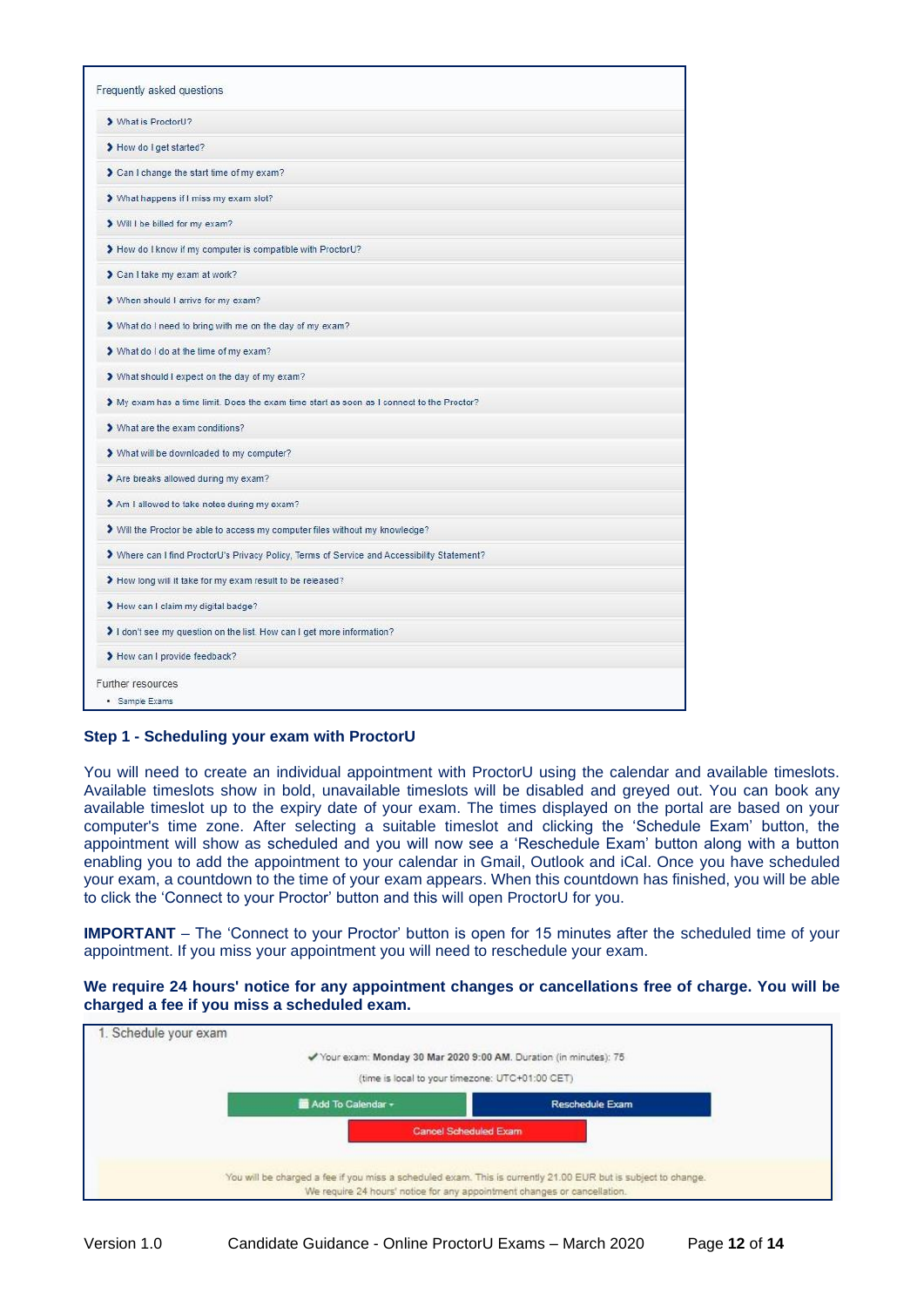Frequently asked questions

- What is ProctorU?
- How do I get started?
- Can I change the start time of my exam?
- What happens if I miss my exam slot?
- Will I be billed for my exam?
- How do I know if my computer is compatible with ProctorU?
- Can I take my exam at work?
- When should I arrive for my exam?
- What do I need to bring with me on the day of my exam?
- What do I do at the time of my exam?
- What should I expect on the day of my exam?
- My exam has a time limit. Does the exam time start as soon as I connect to the Proctor?
- What are the exam conditions?
- What will be downloaded to my computer?
- Are breaks allowed during my exam?
- Am I allowed to take notes during my exam?
- Will the Proctor be able to access my computer files without my knowledge?
- Where can I find ProctorU's Privacy Policy, Terms of Service and Accessibility Statement?
- How long will it take for my exam result to be released?
- How can I claim my digital badge?
- I don't see my question on the list. How can I get more information?
- How can I provide feedback?

Further resources

- Sample Exams

### Step 1 - Scheduling your exam with ProctorU

You will need to create an individual appointment with ProctorU using the calendar and available timeslots. Available timeslots show in bold, unavailable timeslots will be disabled and greyed out. You can book any available timeslot up to the expiry date of your exam. The times displayed on the portal are based on your computer's time zone. After selecting a suitable timeslot and clicking the 'Schedule Exam' button, the appointment will show as scheduled and you will now see a 'Reschedule Exam' button along with a button enabling you to add the appointment to your calendar in Gmail, Outlook and iCal. Once you have scheduled your exam, a countdown to the time of your exam appears. When this countdown has finished, you will be able to click the 'Connect to your Proctor' button and this will open ProctorU for you.

**IMPORTANT** – The 'Connect to your Proctor' button is open for 15 minutes after the scheduled time of your appointment. If you miss your appointment you will need to reschedule your exam.

**We require 24 hours' notice for any appointment changes or cancellations free of charge. You will be charged a fee if you miss a scheduled exam.**

1. Schedule your exam

✔ Your exam: **Monday 30 Mar 2020 9:00 AM.** Duration (in minutes): 75

(time is local to your timezone: UTC+01:00 CET)

Add To Calendar ▾ | Reschedule Exam

Cancel Scheduled Exam

You will be charged a fee if you miss a scheduled exam. This is currently 21.00 EUR but is subject to change.
We require 24 hours' notice for any appointment changes or cancellation.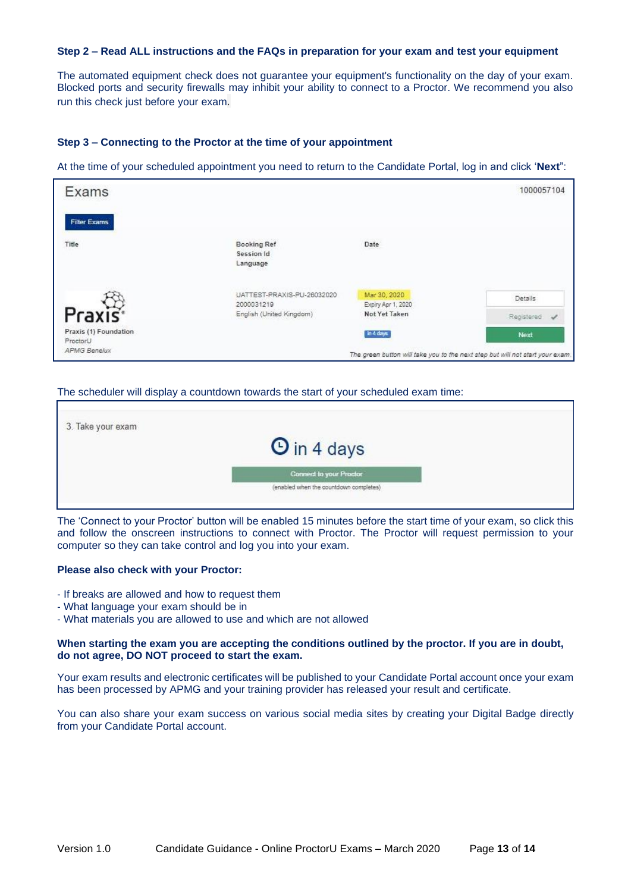**Step 2 – Read ALL instructions and the FAQs in preparation for your exam and test your equipment**

The automated equipment check does not guarantee your equipment's functionality on the day of your exam. Blocked ports and security firewalls may inhibit your ability to connect to a Proctor. We recommend you also run this check just before your exam.

**Step 3 – Connecting to the Proctor at the time of your appointment**

At the time of your scheduled appointment you need to return to the Candidate Portal, log in and click '**Next**':

The scheduler will display a countdown towards the start of your scheduled exam time:

The 'Connect to your Proctor' button will be enabled 15 minutes before the start time of your exam, so click this and follow the onscreen instructions to connect with Proctor. The Proctor will request permission to your computer so they can take control and log you into your exam.

**Please also check with your Proctor:**

- If breaks are allowed and how to request them
- What language your exam should be in
- What materials you are allowed to use and which are not allowed

**When starting the exam you are accepting the conditions outlined by the proctor. If you are in doubt, do not agree, DO NOT proceed to start the exam.**

Your exam results and electronic certificates will be published to your Candidate Portal account once your exam has been processed by APMG and your training provider has released your result and certificate.

You can also share your exam success on various social media sites by creating your Digital Badge directly from your Candidate Portal account.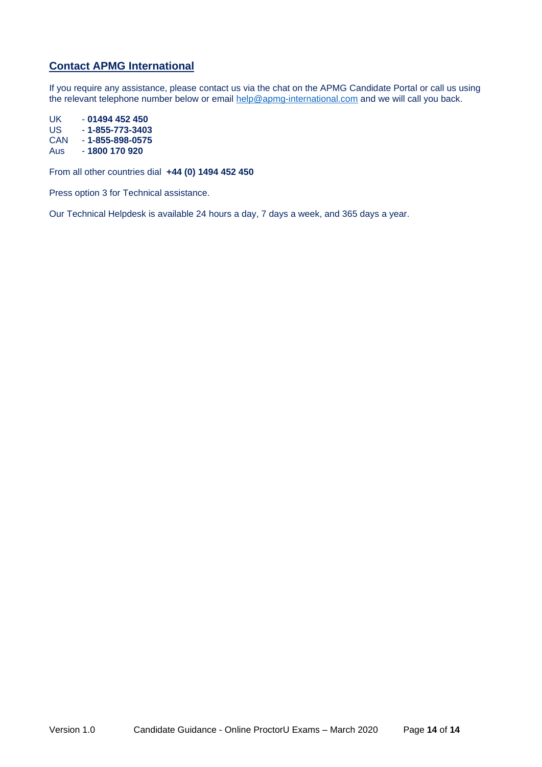## Contact APMG International

If you require any assistance, please contact us via the chat on the APMG Candidate Portal or call us using the relevant telephone number below or email help@apmg-international.com and we will call you back.

UK - **01494 452 450**
US - **1-855-773-3403**
CAN - **1-855-898-0575**
Aus - **1800 170 920**

From all other countries dial **+44 (0) 1494 452 450**

Press option 3 for Technical assistance.

Our Technical Helpdesk is available 24 hours a day, 7 days a week, and 365 days a year.